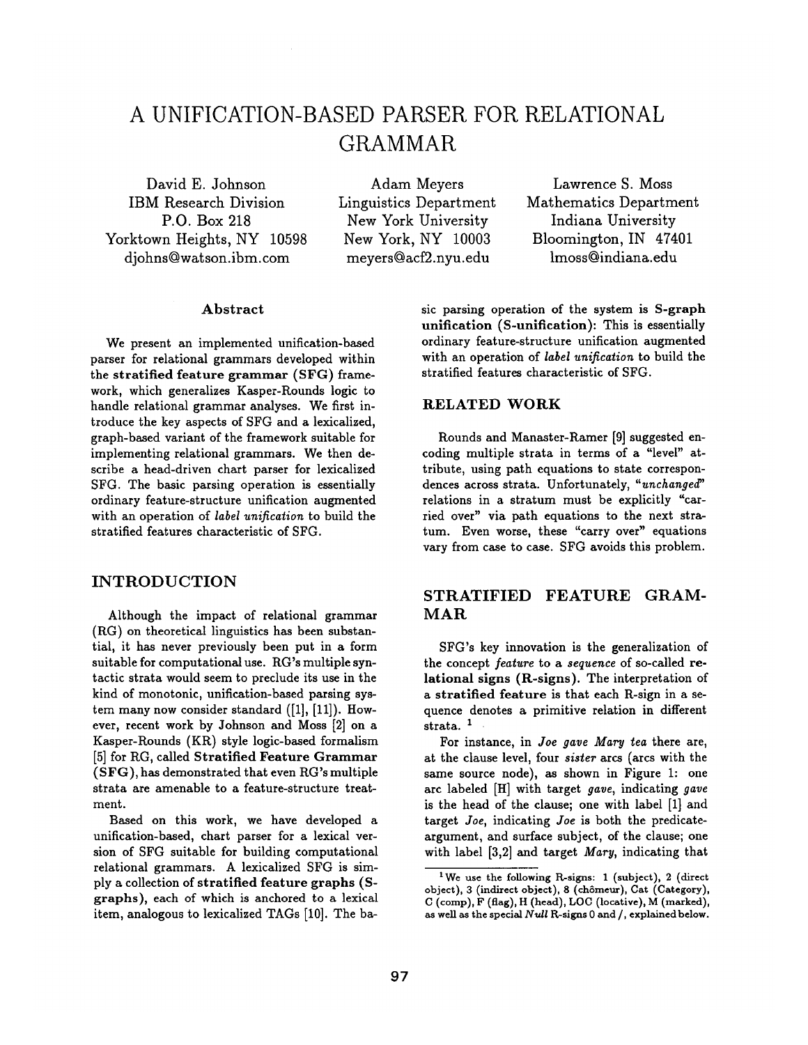# A UNIFICATION-BASED PARSER FOR RELATIONAL GRAMMAR

David E. Johnson
IBM Research Division
P.O. Box 218
Yorktown Heights, NY 10598
djohns@watson.ibm.com

Adam Meyers
Linguistics Department
New York University
New York, NY 10003
meyers@acf2.nyu.edu

Lawrence S. Moss
Mathematics Department
Indiana University
Bloomington, IN 47401
lmoss@indiana.edu

## Abstract

We present an implemented unification-based parser for relational grammars developed within the **stratified feature grammar (SFG)** framework, which generalizes Kasper-Rounds logic to handle relational grammar analyses. We first introduce the key aspects of SFG and a lexicalized, graph-based variant of the framework suitable for implementing relational grammars. We then describe a head-driven chart parser for lexicalized SFG. The basic parsing operation is essentially ordinary feature-structure unification augmented with an operation of *label unification* to build the stratified features characteristic of SFG.

## INTRODUCTION

Although the impact of relational grammar (RG) on theoretical linguistics has been substantial, it has never previously been put in a form suitable for computational use. RG's multiple syntactic strata would seem to preclude its use in the kind of monotonic, unification-based parsing system many now consider standard ([1], [11]). However, recent work by Johnson and Moss [2] on a Kasper-Rounds (KR) style logic-based formalism [5] for RG, called **Stratified Feature Grammar (SFG)**, has demonstrated that even RG's multiple strata are amenable to a feature-structure treatment.

Based on this work, we have developed a unification-based, chart parser for a lexical version of SFG suitable for building computational relational grammars. A lexicalized SFG is simply a collection of **stratified feature graphs (S-graphs)**, each of which is anchored to a lexical item, analogous to lexicalized TAGs [10]. The basic parsing operation of the system is **S-graph unification (S-unification)**: This is essentially ordinary feature-structure unification augmented with an operation of *label unification* to build the stratified features characteristic of SFG.

## RELATED WORK

Rounds and Manaster-Ramer [9] suggested encoding multiple strata in terms of a "level" attribute, using path equations to state correspondences across strata. Unfortunately, "*unchanged*" relations in a stratum must be explicitly "carried over" via path equations to the next stratum. Even worse, these "carry over" equations vary from case to case. SFG avoids this problem.

## STRATIFIED FEATURE GRAMMAR

SFG's key innovation is the generalization of the concept *feature* to a *sequence* of so-called **relational signs (R-signs)**. The interpretation of a **stratified feature** is that each R-sign in a sequence denotes a primitive relation in different strata. [1]

For instance, in *Joe gave Mary tea* there are, at the clause level, four *sister* arcs (arcs with the same source node), as shown in Figure 1: one arc labeled [H] with target *gave*, indicating *gave* is the head of the clause; one with label [1] and target *Joe*, indicating *Joe* is both the predicate-argument, and surface subject, of the clause; one with label [3,2] and target *Mary*, indicating that

[1] We use the following R-signs: 1 (subject), 2 (direct object), 3 (indirect object), 8 (chômeur), Cat (Category), C (comp), F (flag), H (head), LOC (locative), M (marked), as well as the special *Null* R-signs 0 and /, explained below.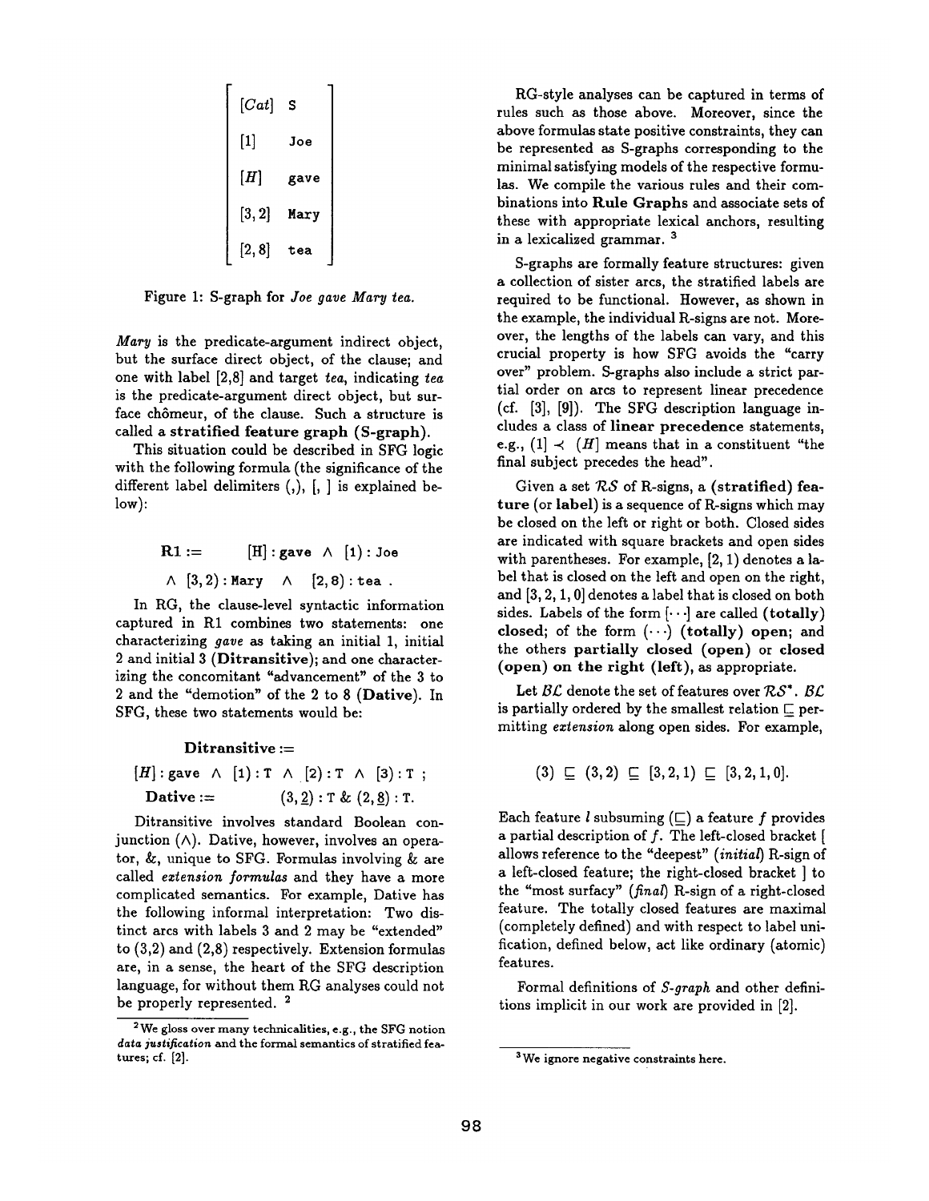$$\begin{bmatrix} [Cat] & \texttt{S} \\ [1] & \texttt{Joe} \\ [H] & \texttt{gave} \\ [3,2] & \texttt{Mary} \\ [2,8] & \texttt{tea} \end{bmatrix}$$

Figure 1: S-graph for *Joe gave Mary tea.*

*Mary* is the predicate-argument indirect object, but the surface direct object, of the clause; and one with label [2,8] and target *tea*, indicating *tea* is the predicate-argument direct object, but surface chômeur, of the clause. Such a structure is called a **stratified feature graph (S-graph).**

This situation could be described in SFG logic with the following formula (the significance of the different label delimiters (,), [, ] is explained below):

$$\mathbf{R1} := \quad [\mathrm{H}]:\mathbf{gave} \ \wedge \ (1):\mathtt{Joe}$$
$$\wedge \ [3,2):\mathtt{Mary} \ \wedge \ [2,8):\mathtt{tea} \ .$$

In RG, the clause-level syntactic information captured in R1 combines two statements: one characterizing *gave* as taking an initial 1, initial 2 and initial 3 (**Ditransitive**); and one characterizing the concomitant "advancement" of the 3 to 2 and the "demotion" of the 2 to 8 (**Dative**). In SFG, these two statements would be:

$$\mathbf{Ditransitive} :=$$
$$[H]:\mathtt{gave} \ \wedge \ [1):\mathtt{T} \ \wedge \ [2):\mathtt{T} \ \wedge \ [3):\mathtt{T} \ ;$$
$$\mathbf{Dative} := \quad (3,\underline{2}):\mathtt{T} \ \& \ (2,\underline{8}):\mathtt{T}.$$

Ditransitive involves standard Boolean conjunction ($\wedge$). Dative, however, involves an operator, &, unique to SFG. Formulas involving & are called *extension formulas* and they have a more complicated semantics. For example, Dative has the following informal interpretation: Two distinct arcs with labels 3 and 2 may be "extended" to (3,2) and (2,8) respectively. Extension formulas are, in a sense, the heart of the SFG description language, for without them RG analyses could not be properly represented. [2]

RG-style analyses can be captured in terms of rules such as those above. Moreover, since the above formulas state positive constraints, they can be represented as S-graphs corresponding to the minimal satisfying models of the respective formulas. We compile the various rules and their combinations into **Rule Graphs** and associate sets of these with appropriate lexical anchors, resulting in a lexicalized grammar. [3]

S-graphs are formally feature structures: given a collection of sister arcs, the stratified labels are required to be functional. However, as shown in the example, the individual R-signs are not. Moreover, the lengths of the labels can vary, and this crucial property is how SFG avoids the "carry over" problem. S-graphs also include a strict partial order on arcs to represent linear precedence (cf. [3], [9]). The SFG description language includes a class of **linear precedence** statements, e.g., $(1] \prec (H]$ means that in a constituent "the final subject precedes the head".

Given a set $\mathcal{RS}$ of R-signs, a **(stratified) feature** (or **label**) is a sequence of R-signs which may be closed on the left or right or both. Closed sides are indicated with square brackets and open sides with parentheses. For example, [2, 1) denotes a label that is closed on the left and open on the right, and [3, 2, 1, 0] denotes a label that is closed on both sides. Labels of the form $[\cdots]$ are called **(totally) closed**; of the form $(\cdots)$ **(totally) open**; and the others **partially closed (open)** or **closed (open) on the right (left)**, as appropriate.

Let $\mathcal{BL}$ denote the set of features over $\mathcal{RS}^*$. $\mathcal{BL}$ is partially ordered by the smallest relation $\sqsubseteq$ permitting *extension* along open sides. For example,

$$(3) \sqsubseteq (3,2) \sqsubseteq [3,2,1) \sqsubseteq [3,2,1,0].$$

Each feature $l$ subsuming ($\sqsubseteq$) a feature $f$ provides a partial description of $f$. The left-closed bracket [ allows reference to the "deepest" (*initial*) R-sign of a left-closed feature; the right-closed bracket ] to the "most surfacy" (*final*) R-sign of a right-closed feature. The totally closed features are maximal (completely defined) and with respect to label unification, defined below, act like ordinary (atomic) features.

Formal definitions of *S-graph* and other definitions implicit in our work are provided in [2].

[2] We gloss over many technicalities, e.g., the SFG notion ***data justification*** and the formal semantics of stratified features; cf. [2].

[3] We ignore negative constraints here.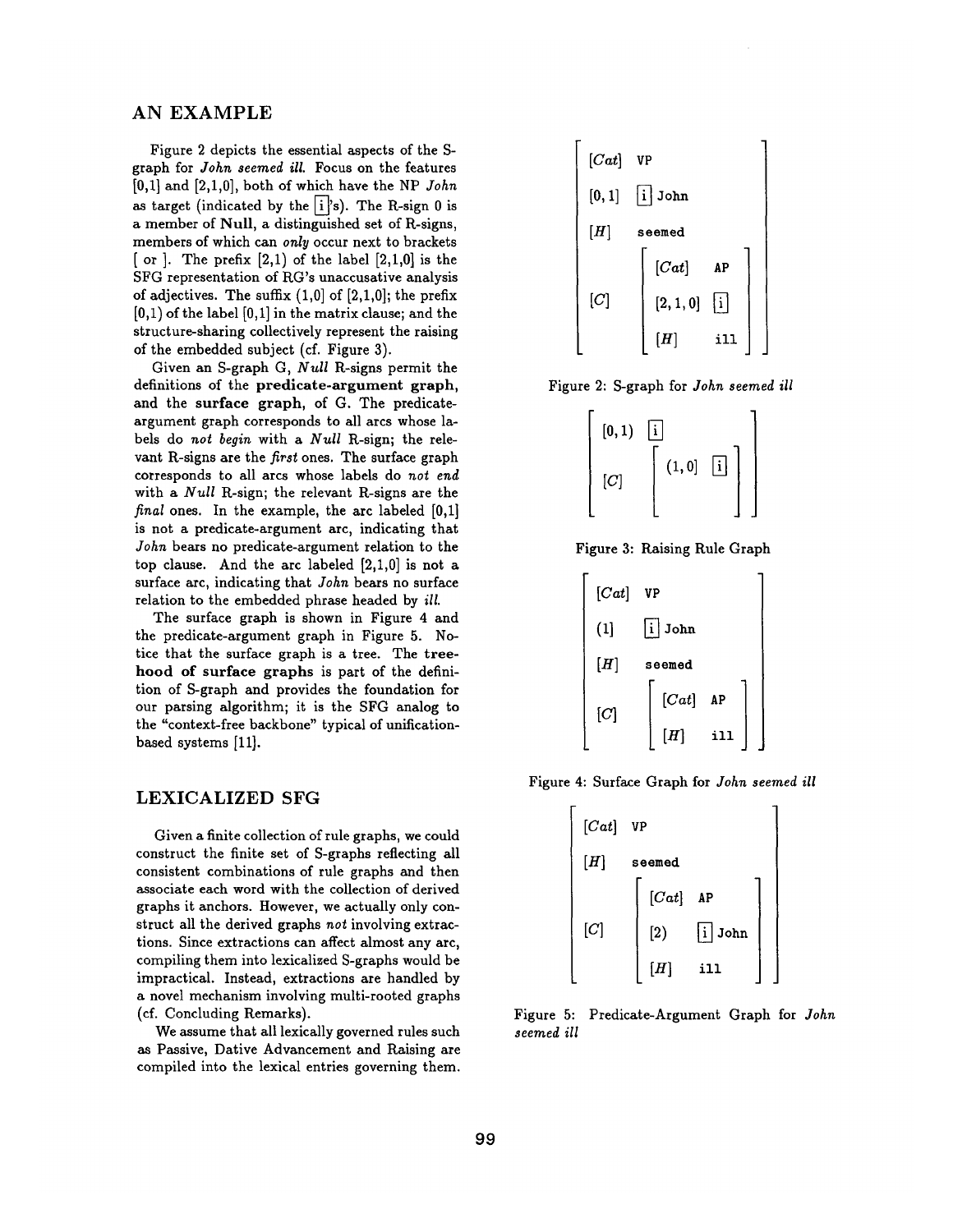## AN EXAMPLE

Figure 2 depicts the essential aspects of the S-graph for *John seemed ill.* Focus on the features [0,1] and [2,1,0], both of which have the NP *John* as target (indicated by the [i]'s). The R-sign 0 is a member of **Null**, a distinguished set of R-signs, members of which can *only* occur next to brackets [ or ]. The prefix [2,1) of the label [2,1,0] is the SFG representation of RG's unaccusative analysis of adjectives. The suffix (1,0] of [2,1,0]; the prefix [0,1) of the label [0,1] in the matrix clause; and the structure-sharing collectively represent the raising of the embedded subject (cf. Figure 3).

Given an S-graph G, *Null* R-signs permit the definitions of the **predicate-argument graph**, and the **surface graph**, of G. The predicate-argument graph corresponds to all arcs whose labels do *not begin* with a *Null* R-sign; the relevant R-signs are the *first* ones. The surface graph corresponds to all arcs whose labels do *not end* with a *Null* R-sign; the relevant R-signs are the *final* ones. In the example, the arc labeled [0,1] is not a predicate-argument arc, indicating that *John* bears no predicate-argument relation to the top clause. And the arc labeled [2,1,0] is not a surface arc, indicating that *John* bears no surface relation to the embedded phrase headed by *ill*.

The surface graph is shown in Figure 4 and the predicate-argument graph in Figure 5. Notice that the surface graph is a tree. The **treehood of surface graphs** is part of the definition of S-graph and provides the foundation for our parsing algorithm; it is the SFG analog to the "context-free backbone" typical of unification-based systems [11].

## LEXICALIZED SFG

Given a finite collection of rule graphs, we could construct the finite set of S-graphs reflecting all consistent combinations of rule graphs and then associate each word with the collection of derived graphs it anchors. However, we actually only construct all the derived graphs *not* involving extractions. Since extractions can affect almost any arc, compiling them into lexicalized S-graphs would be impractical. Instead, extractions are handled by a novel mechanism involving multi-rooted graphs (cf. Concluding Remarks).

We assume that all lexically governed rules such as Passive, Dative Advancement and Raising are compiled into the lexical entries governing them.

```
[ [Cat]    VP
  [0,1]    [i] John
  [H]      seemed
  [C]      [ [Cat]     AP
             [2,1,0]   [i]
             [H]       ill ] ]
```

Figure 2: S-graph for *John seemed ill*

```
[ [0,1)  [i]
  [C]    [ (1,0]  [i] ] ]
```

Figure 3: Raising Rule Graph

```
[ [Cat]  VP
  (1]    [i] John
  [H]    seemed
  [C]    [ [Cat]  AP
           [H]    ill ] ]
```

Figure 4: Surface Graph for *John seemed ill*

```
[ [Cat]  VP
  [H]    seemed
  [C]    [ [Cat]  AP
           [2)    [i] John
           [H]    ill ] ]
```

Figure 5: Predicate-Argument Graph for *John seemed ill*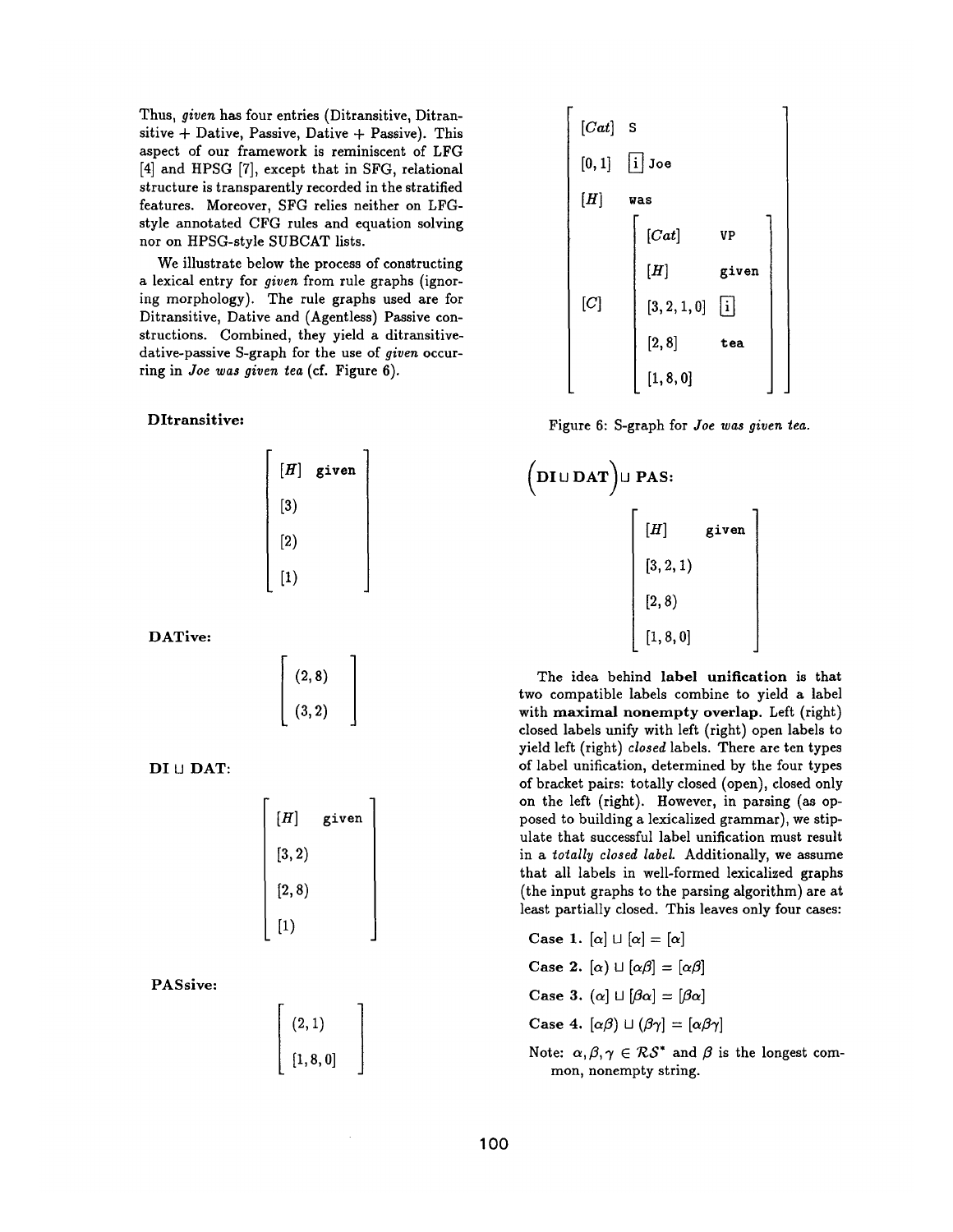Thus, *given* has four entries (Ditransitive, Ditransitive + Dative, Passive, Dative + Passive). This aspect of our framework is reminiscent of LFG [4] and HPSG [7], except that in SFG, relational structure is transparently recorded in the stratified features. Moreover, SFG relies neither on LFG-style annotated CFG rules and equation solving nor on HPSG-style SUBCAT lists.

We illustrate below the process of constructing a lexical entry for *given* from rule graphs (ignoring morphology). The rule graphs used are for Ditransitive, Dative and (Agentless) Passive constructions. Combined, they yield a ditransitive-dative-passive S-graph for the use of *given* occurring in *Joe was given tea* (cf. Figure 6).

**DItransitive:**

$$\begin{bmatrix} [H] & \texttt{given} \\ [3) & \\ [2) & \\ [1) & \end{bmatrix}$$

**DATive:**

$$\begin{bmatrix} (2,8) \\ (3,2) \end{bmatrix}$$

**DI ⊔ DAT:**

$$\begin{bmatrix} [H] & \texttt{given} \\ [3,2) & \\ [2,8) & \\ [1) & \end{bmatrix}$$

**PASsive:**

$$\begin{bmatrix} (2,1) \\ [1,8,0] \end{bmatrix}$$

$$\begin{bmatrix} [Cat] & \texttt{S} \\ [0,1] & \boxed{\text{i}}\ \texttt{Joe} \\ [H] & \texttt{was} \\ [C] & \begin{bmatrix} [Cat] & \texttt{VP} \\ [H] & \texttt{given} \\ [3,2,1,0] & \boxed{\text{i}} \\ [2,8] & \texttt{tea} \\ [1,8,0] & \end{bmatrix} \end{bmatrix}$$

Figure 6: S-graph for *Joe was given tea.*

**(DI ⊔ DAT) ⊔ PAS:**

$$\begin{bmatrix} [H] & \texttt{given} \\ [3,2,1) & \\ [2,8) & \\ [1,8,0] & \end{bmatrix}$$

The idea behind **label unification** is that two compatible labels combine to yield a label with **maximal nonempty overlap.** Left (right) closed labels unify with left (right) open labels to yield left (right) *closed* labels. There are ten types of label unification, determined by the four types of bracket pairs: totally closed (open), closed only on the left (right). However, in parsing (as opposed to building a lexicalized grammar), we stipulate that successful label unification must result in a *totally closed label.* Additionally, we assume that all labels in well-formed lexicalized graphs (the input graphs to the parsing algorithm) are at least partially closed. This leaves only four cases:

**Case 1.** $[\alpha] \sqcup [\alpha] = [\alpha]$

**Case 2.** $[\alpha) \sqcup [\alpha\beta] = [\alpha\beta]$

**Case 3.** $(\alpha] \sqcup [\beta\alpha] = [\beta\alpha]$

**Case 4.** $[\alpha\beta) \sqcup (\beta\gamma] = [\alpha\beta\gamma]$

Note: $\alpha, \beta, \gamma \in \mathcal{RS}^*$ and $\beta$ is the longest common, nonempty string.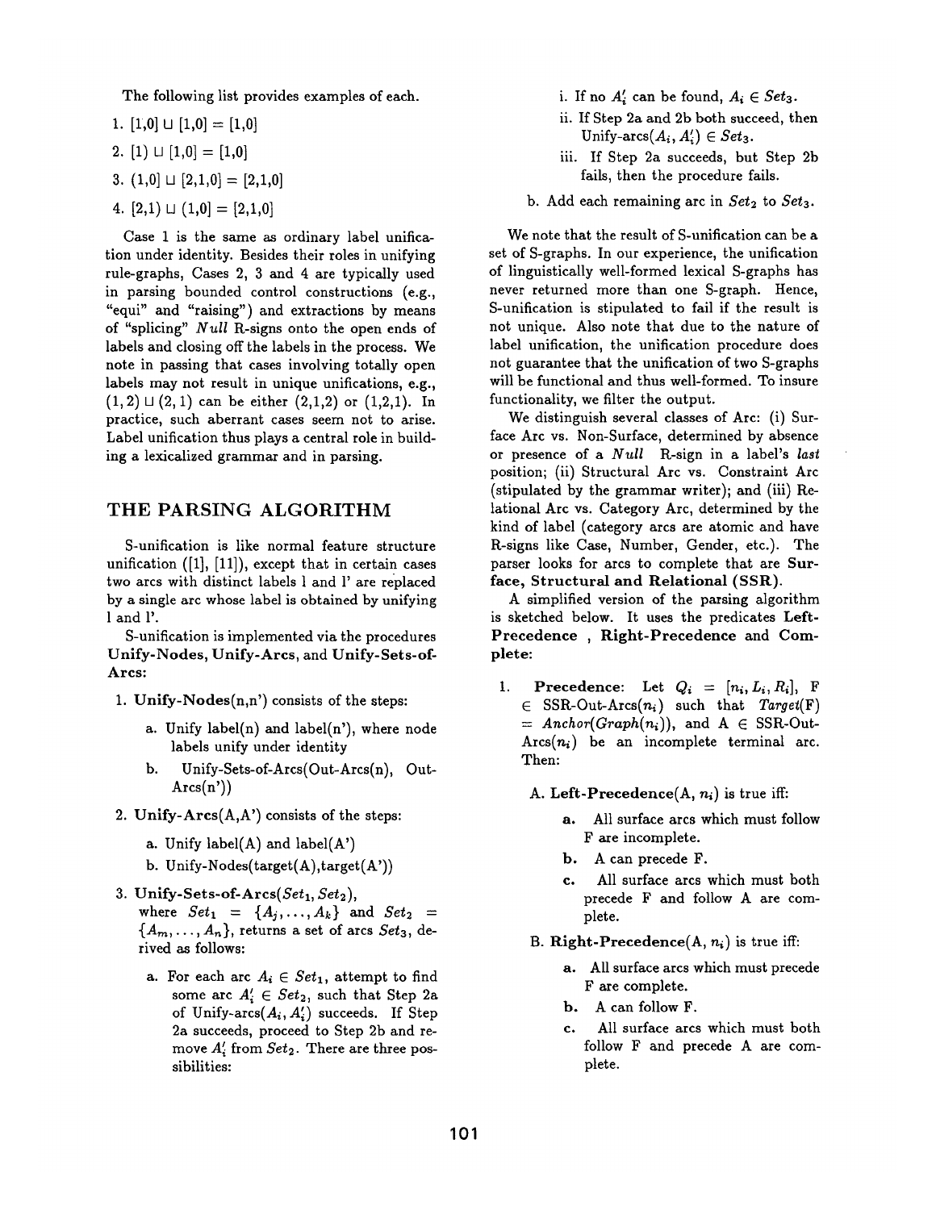The following list provides examples of each.

1. $[1,0] \sqcup [1,0] = [1,0]$
2. $[1) \sqcup [1,0] = [1,0]$
3. $(1,0] \sqcup [2,1,0] = [2,1,0]$
4. $[2,1) \sqcup (1,0] = [2,1,0]$

Case 1 is the same as ordinary label unification under identity. Besides their roles in unifying rule-graphs, Cases 2, 3 and 4 are typically used in parsing bounded control constructions (e.g., "equi" and "raising") and extractions by means of "splicing" *Null* R-signs onto the open ends of labels and closing off the labels in the process. We note in passing that cases involving totally open labels may not result in unique unifications, e.g., $(1,2) \sqcup (2,1)$ can be either (2,1,2) or (1,2,1). In practice, such aberrant cases seem not to arise. Label unification thus plays a central role in building a lexicalized grammar and in parsing.

## THE PARSING ALGORITHM

S-unification is like normal feature structure unification ([1], [11]), except that in certain cases two arcs with distinct labels l and l' are replaced by a single arc whose label is obtained by unifying l and l'.

S-unification is implemented via the procedures **Unify-Nodes**, **Unify-Arcs**, and **Unify-Sets-of-Arcs**:

1. **Unify-Nodes**(n,n') consists of the steps:
   a. Unify label(n) and label(n'), where node labels unify under identity
   b. Unify-Sets-of-Arcs(Out-Arcs(n), Out-Arcs(n'))
2. **Unify-Arcs**(A,A') consists of the steps:
   a. Unify label(A) and label(A')
   b. Unify-Nodes(target(A),target(A'))
3. **Unify-Sets-of-Arcs**($Set_1$, $Set_2$), where $Set_1 = \{A_j, \ldots, A_k\}$ and $Set_2 = \{A_m, \ldots, A_n\}$, returns a set of arcs $Set_3$, derived as follows:
   a. For each arc $A_i \in Set_1$, attempt to find some arc $A'_i \in Set_2$, such that Step 2a of Unify-arcs($A_i$, $A'_i$) succeeds. If Step 2a succeeds, proceed to Step 2b and remove $A'_i$ from $Set_2$. There are three possibilities:
      i. If no $A'_i$ can be found, $A_i \in Set_3$.
      ii. If Step 2a and 2b both succeed, then Unify-arcs($A_i$, $A'_i$) $\in Set_3$.
      iii. If Step 2a succeeds, but Step 2b fails, then the procedure fails.
   b. Add each remaining arc in $Set_2$ to $Set_3$.

We note that the result of S-unification can be a set of S-graphs. In our experience, the unification of linguistically well-formed lexical S-graphs has never returned more than one S-graph. Hence, S-unification is stipulated to fail if the result is not unique. Also note that due to the nature of label unification, the unification procedure does not guarantee that the unification of two S-graphs will be functional and thus well-formed. To insure functionality, we filter the output.

We distinguish several classes of Arc: (i) Surface Arc vs. Non-Surface, determined by absence or presence of a *Null* R-sign in a label's *last* position; (ii) Structural Arc vs. Constraint Arc (stipulated by the grammar writer); and (iii) Relational Arc vs. Category Arc, determined by the kind of label (category arcs are atomic and have R-signs like Case, Number, Gender, etc.). The parser looks for arcs to complete that are **Surface, Structural and Relational (SSR)**.

A simplified version of the parsing algorithm is sketched below. It uses the predicates **Left-Precedence**, **Right-Precedence** and **Complete**:

1. **Precedence**: Let $Q_i = [n_i, L_i, R_i]$, F $\in$ SSR-Out-Arcs($n_i$) such that *Target*(F) = *Anchor*(*Graph*($n_i$)), and A $\in$ SSR-Out-Arcs($n_i$) be an incomplete terminal arc. Then:
   A. **Left-Precedence**(A, $n_i$) is true iff:
      a. All surface arcs which must follow F are incomplete.
      b. A can precede F.
      c. All surface arcs which must both precede F and follow A are complete.
   B. **Right-Precedence**(A, $n_i$) is true iff:
      a. All surface arcs which must precede F are complete.
      b. A can follow F.
      c. All surface arcs which must both follow F and precede A are complete.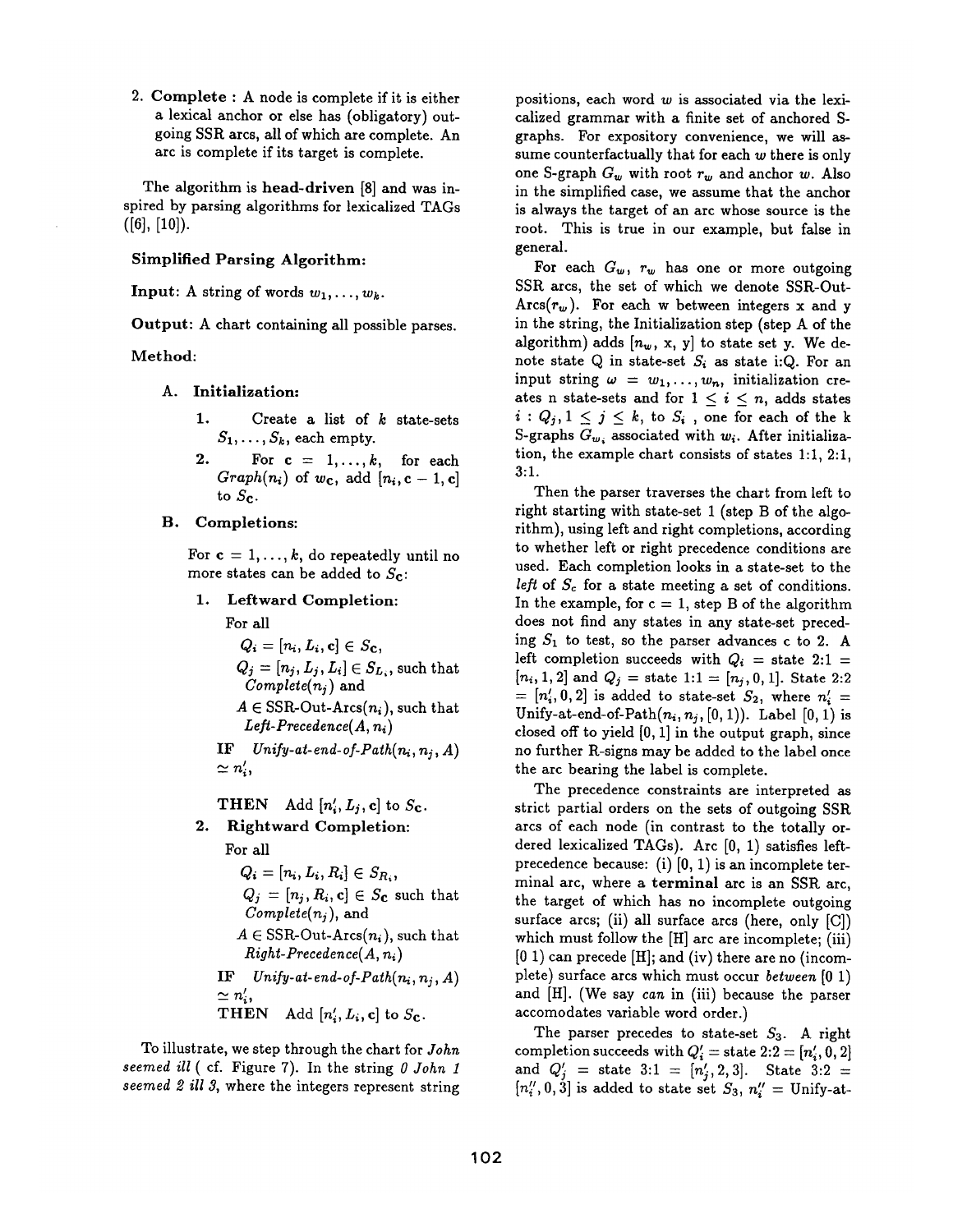2. **Complete** : A node is complete if it is either a lexical anchor or else has (obligatory) outgoing SSR arcs, all of which are complete. An arc is complete if its target is complete.

The algorithm is **head-driven** [8] and was inspired by parsing algorithms for lexicalized TAGs ([6], [10]).

**Simplified Parsing Algorithm:**

**Input**: A string of words $w_1, \ldots, w_k$.

**Output**: A chart containing all possible parses.

**Method**:

**A. Initialization:**

1. Create a list of $k$ state-sets $S_1, \ldots, S_k$, each empty.
2. For $\mathbf{c} = 1, \ldots, k$, for each $Graph(n_i)$ of $w_\mathbf{c}$, add $[n_i, \mathbf{c}-1, \mathbf{c}]$ to $S_\mathbf{c}$.

**B. Completions:**

For $\mathbf{c} = 1, \ldots, k$, do repeatedly until no more states can be added to $S_\mathbf{c}$:

1. **Leftward Completion:**

   For all

   $Q_i = [n_i, L_i, \mathbf{c}] \in S_\mathbf{c}$,

   $Q_j = [n_j, L_j, L_i] \in S_{L_i}$, such that *Complete*$(n_j)$ and

   $A \in$ SSR-Out-Arcs$(n_i)$, such that *Left-Precedence*$(A, n_i)$

   **IF** *Unify-at-end-of-Path*$(n_i, n_j, A) \simeq n'_i$,

   **THEN** Add $[n'_i, L_j, \mathbf{c}]$ to $S_\mathbf{c}$.

2. **Rightward Completion:**

   For all

   $Q_i = [n_i, L_i, R_i] \in S_{R_i}$,

   $Q_j = [n_j, R_i, \mathbf{c}] \in S_\mathbf{c}$ such that *Complete*$(n_j)$, and

   $A \in$ SSR-Out-Arcs$(n_i)$, such that *Right-Precedence*$(A, n_i)$

   **IF** *Unify-at-end-of-Path*$(n_i, n_j, A) \simeq n'_i$,

   **THEN** Add $[n'_i, L_i, \mathbf{c}]$ to $S_\mathbf{c}$.

To illustrate, we step through the chart for *John seemed ill* ( cf. Figure 7). In the string *0 John 1 seemed 2 ill 3*, where the integers represent string positions, each word $w$ is associated via the lexicalized grammar with a finite set of anchored S-graphs. For expository convenience, we will assume counterfactually that for each $w$ there is only one S-graph $G_w$ with root $r_w$ and anchor $w$. Also in the simplified case, we assume that the anchor is always the target of an arc whose source is the root. This is true in our example, but false in general.

For each $G_w$, $r_w$ has one or more outgoing SSR arcs, the set of which we denote SSR-Out-Arcs$(r_w)$. For each w between integers x and y in the string, the Initialization step (step A of the algorithm) adds $[n_w, \text{x}, \text{y}]$ to state set y. We denote state Q in state-set $S_i$ as state i:Q. For an input string $\omega = w_1, \ldots, w_n$, initialization creates n state-sets and for $1 \leq i \leq n$, adds states $i : Q_j, 1 \leq j \leq k$, to $S_i$ , one for each of the k S-graphs $G_{w_i}$ associated with $w_i$. After initialization, the example chart consists of states 1:1, 2:1, 3:1.

Then the parser traverses the chart from left to right starting with state-set 1 (step B of the algorithm), using left and right completions, according to whether left or right precedence conditions are used. Each completion looks in a state-set to the *left* of $S_c$ for a state meeting a set of conditions. In the example, for c = 1, step B of the algorithm does not find any states in any state-set preceding $S_1$ to test, so the parser advances c to 2. A left completion succeeds with $Q_i$ = state 2:1 = $[n_i, 1, 2]$ and $Q_j$ = state 1:1 = $[n_j, 0, 1]$. State 2:2 = $[n'_i, 0, 2]$ is added to state-set $S_2$, where $n'_i$ = Unify-at-end-of-Path$(n_i, n_j, [0,1))$. Label [0, 1) is closed off to yield [0, 1] in the output graph, since no further R-signs may be added to the label once the arc bearing the label is complete.

The precedence constraints are interpreted as strict partial orders on the sets of outgoing SSR arcs of each node (in contrast to the totally ordered lexicalized TAGs). Arc [0, 1) satisfies left-precedence because: (i) [0, 1) is an incomplete terminal arc, where a **terminal** arc is an SSR arc, the target of which has no incomplete outgoing surface arcs; (ii) all surface arcs (here, only [C]) which must follow the [H] arc are incomplete; (iii) [0 1) can precede [H]; and (iv) there are no (incomplete) surface arcs which must occur *between* [0 1) and [H]. (We say *can* in (iii) because the parser accomodates variable word order.)

The parser precedes to state-set $S_3$. A right completion succeeds with $Q'_i$ = state 2:2 = $[n'_i, 0, 2]$ and $Q'_j$ = state 3:1 = $[n'_j, 2, 3]$. State 3:2 = $[n''_i, 0, 3]$ is added to state set $S_3$, $n''_i$ = Unify-at-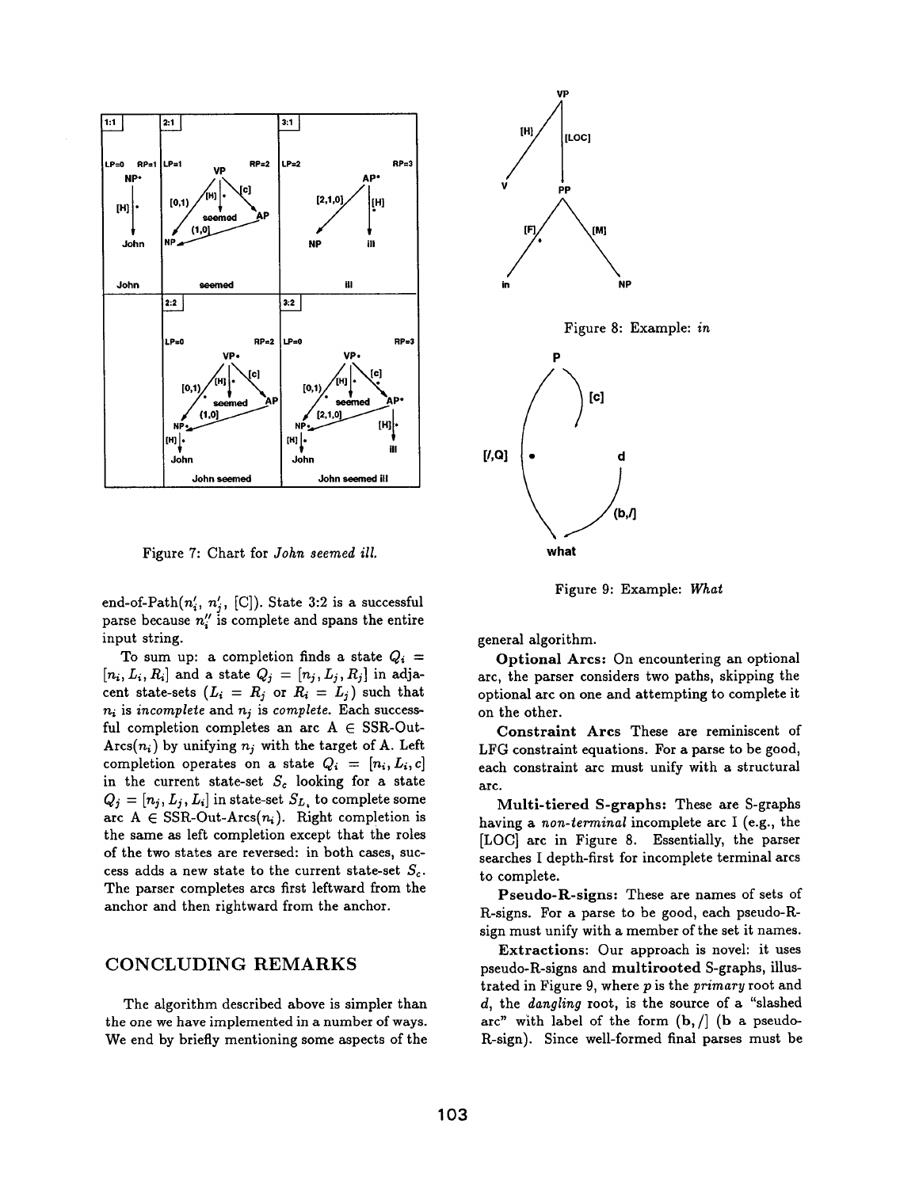Figure 7: Chart for *John seemed ill.*

Figure 8: Example: *in*

Figure 9: Example: *What*

end-of-Path($n'_i$, $n'_j$, [C]). State 3:2 is a successful parse because $n''_i$ is complete and spans the entire input string.

To sum up: a completion finds a state $Q_i = [n_i, L_i, R_i]$ and a state $Q_j = [n_j, L_j, R_j]$ in adjacent state-sets ($L_i = R_j$ or $R_i = L_j$) such that $n_i$ is *incomplete* and $n_j$ is *complete*. Each successful completion completes an arc A $\in$ SSR-Out-Arcs($n_i$) by unifying $n_j$ with the target of A. Left completion operates on a state $Q_i = [n_i, L_i, c]$ in the current state-set $S_c$ looking for a state $Q_j = [n_j, L_j, L_i]$ in state-set $S_{L_i}$ to complete some arc A $\in$ SSR-Out-Arcs($n_i$). Right completion is the same as left completion except that the roles of the two states are reversed: in both cases, success adds a new state to the current state-set $S_c$. The parser completes arcs first leftward from the anchor and then rightward from the anchor.

## CONCLUDING REMARKS

The algorithm described above is simpler than the one we have implemented in a number of ways. We end by briefly mentioning some aspects of the general algorithm.

**Optional Arcs:** On encountering an optional arc, the parser considers two paths, skipping the optional arc on one and attempting to complete it on the other.

**Constraint Arcs** These are reminiscent of LFG constraint equations. For a parse to be good, each constraint arc must unify with a structural arc.

**Multi-tiered S-graphs:** These are S-graphs having a *non-terminal* incomplete arc I (e.g., the [LOC] arc in Figure 8. Essentially, the parser searches I depth-first for incomplete terminal arcs to complete.

**Pseudo-R-signs:** These are names of sets of R-signs. For a parse to be good, each pseudo-R-sign must unify with a member of the set it names.

**Extractions:** Our approach is novel: it uses pseudo-R-signs and **multirooted** S-graphs, illustrated in Figure 9, where *p* is the *primary* root and *d*, the *dangling* root, is the source of a "slashed arc" with label of the form (b, /) (b a pseudo-R-sign). Since well-formed final parses must be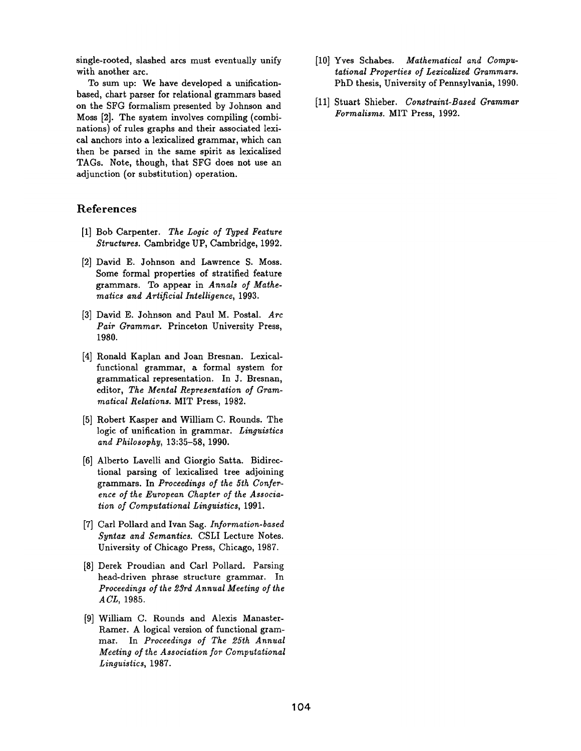single-rooted, slashed arcs must eventually unify with another arc.

To sum up: We have developed a unification-based, chart parser for relational grammars based on the SFG formalism presented by Johnson and Moss [2]. The system involves compiling (combinations) of rules graphs and their associated lexical anchors into a lexicalized grammar, which can then be parsed in the same spirit as lexicalized TAGs. Note, though, that SFG does not use an adjunction (or substitution) operation.

## References

[1] Bob Carpenter. *The Logic of Typed Feature Structures.* Cambridge UP, Cambridge, 1992.

[2] David E. Johnson and Lawrence S. Moss. Some formal properties of stratified feature grammars. To appear in *Annals of Mathematics and Artificial Intelligence*, 1993.

[3] David E. Johnson and Paul M. Postal. *Arc Pair Grammar.* Princeton University Press, 1980.

[4] Ronald Kaplan and Joan Bresnan. Lexical-functional grammar, a formal system for grammatical representation. In J. Bresnan, editor, *The Mental Representation of Grammatical Relations.* MIT Press, 1982.

[5] Robert Kasper and William C. Rounds. The logic of unification in grammar. *Linguistics and Philosophy*, 13:35–58, 1990.

[6] Alberto Lavelli and Giorgio Satta. Bidirectional parsing of lexicalized tree adjoining grammars. In *Proceedings of the 5th Conference of the European Chapter of the Association of Computational Linguistics*, 1991.

[7] Carl Pollard and Ivan Sag. *Information-based Syntax and Semantics.* CSLI Lecture Notes. University of Chicago Press, Chicago, 1987.

[8] Derek Proudian and Carl Pollard. Parsing head-driven phrase structure grammar. In *Proceedings of the 23rd Annual Meeting of the ACL*, 1985.

[9] William C. Rounds and Alexis Manaster-Ramer. A logical version of functional grammar. In *Proceedings of The 25th Annual Meeting of the Association for Computational Linguistics*, 1987.

[10] Yves Schabes. *Mathematical and Computational Properties of Lexicalized Grammars.* PhD thesis, University of Pennsylvania, 1990.

[11] Stuart Shieber. *Constraint-Based Grammar Formalisms.* MIT Press, 1992.